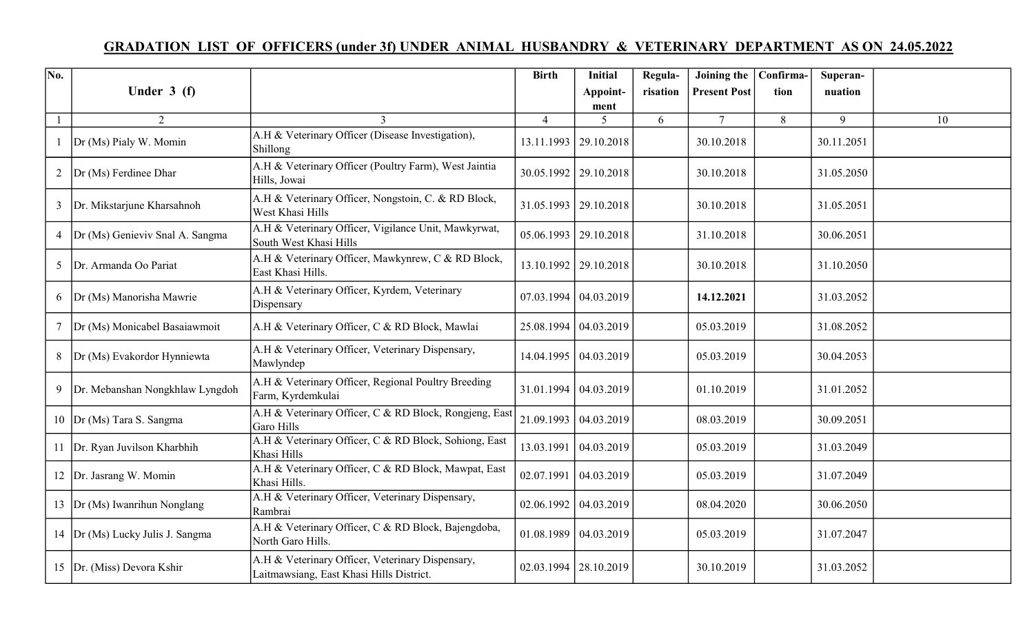# GRADATION LIST OF OFFICERS (under 3f) UNDER ANIMAL HUSBANDRY & VETERINARY DEPARTMENT AS ON 24.05.2022

| No. | Under 3 (f) | | Birth | Initial Appoint-ment | Regula-risation | Joining the Present Post | Confirma-tion | Superan-nuation | |
|---|---|---|---|---|---|---|---|---|---|
| 1 | 2 | 3 | 4 | 5 | 6 | 7 | 8 | 9 | 10 |
| 1 | Dr (Ms) Pialy W. Momin | A.H & Veterinary Officer (Disease Investigation), Shillong | 13.11.1993 | 29.10.2018 | | 30.10.2018 | | 30.11.2051 | |
| 2 | Dr (Ms) Ferdinee Dhar | A.H & Veterinary Officer (Poultry Farm), West Jaintia Hills, Jowai | 30.05.1992 | 29.10.2018 | | 30.10.2018 | | 31.05.2050 | |
| 3 | Dr. Mikstarjune Kharsahnoh | A.H & Veterinary Officer, Nongstoin, C. & RD Block, West Khasi Hills | 31.05.1993 | 29.10.2018 | | 30.10.2018 | | 31.05.2051 | |
| 4 | Dr (Ms) Genieviv Snal A. Sangma | A.H & Veterinary Officer, Vigilance Unit, Mawkyrwat, South West Khasi Hills | 05.06.1993 | 29.10.2018 | | 31.10.2018 | | 30.06.2051 | |
| 5 | Dr. Armanda Oo Pariat | A.H & Veterinary Officer, Mawkynrew, C & RD Block, East Khasi Hills. | 13.10.1992 | 29.10.2018 | | 30.10.2018 | | 31.10.2050 | |
| 6 | Dr (Ms) Manorisha Mawrie | A.H & Veterinary Officer, Kyrdem, Veterinary Dispensary | 07.03.1994 | 04.03.2019 | | **14.12.2021** | | 31.03.2052 | |
| 7 | Dr (Ms) Monicabel Basaiawmoit | A.H & Veterinary Officer, C & RD Block, Mawlai | 25.08.1994 | 04.03.2019 | | 05.03.2019 | | 31.08.2052 | |
| 8 | Dr (Ms) Evakordor Hynniewta | A.H & Veterinary Officer, Veterinary Dispensary, Mawlyndep | 14.04.1995 | 04.03.2019 | | 05.03.2019 | | 30.04.2053 | |
| 9 | Dr. Mebanshan Nongkhlaw Lyngdoh | A.H & Veterinary Officer, Regional Poultry Breeding Farm, Kyrdemkulai | 31.01.1994 | 04.03.2019 | | 01.10.2019 | | 31.01.2052 | |
| 10 | Dr (Ms) Tara S. Sangma | A.H & Veterinary Officer, C & RD Block, Rongjeng, East Garo Hills | 21.09.1993 | 04.03.2019 | | 08.03.2019 | | 30.09.2051 | |
| 11 | Dr. Ryan Juvilson Kharbhih | A.H & Veterinary Officer, C & RD Block, Sohiong, East Khasi Hills | 13.03.1991 | 04.03.2019 | | 05.03.2019 | | 31.03.2049 | |
| 12 | Dr. Jasrang W. Momin | A.H & Veterinary Officer, C & RD Block, Mawpat, East Khasi Hills. | 02.07.1991 | 04.03.2019 | | 05.03.2019 | | 31.07.2049 | |
| 13 | Dr (Ms) Iwanrihun Nonglang | A.H & Veterinary Officer, Veterinary Dispensary, Rambrai | 02.06.1992 | 04.03.2019 | | 08.04.2020 | | 30.06.2050 | |
| 14 | Dr (Ms) Lucky Julis J. Sangma | A.H & Veterinary Officer, C & RD Block, Bajengdoba, North Garo Hills. | 01.08.1989 | 04.03.2019 | | 05.03.2019 | | 31.07.2047 | |
| 15 | Dr. (Miss) Devora Kshir | A.H & Veterinary Officer, Veterinary Dispensary, Laitmawsiang, East Khasi Hills District. | 02.03.1994 | 28.10.2019 | | 30.10.2019 | | 31.03.2052 | |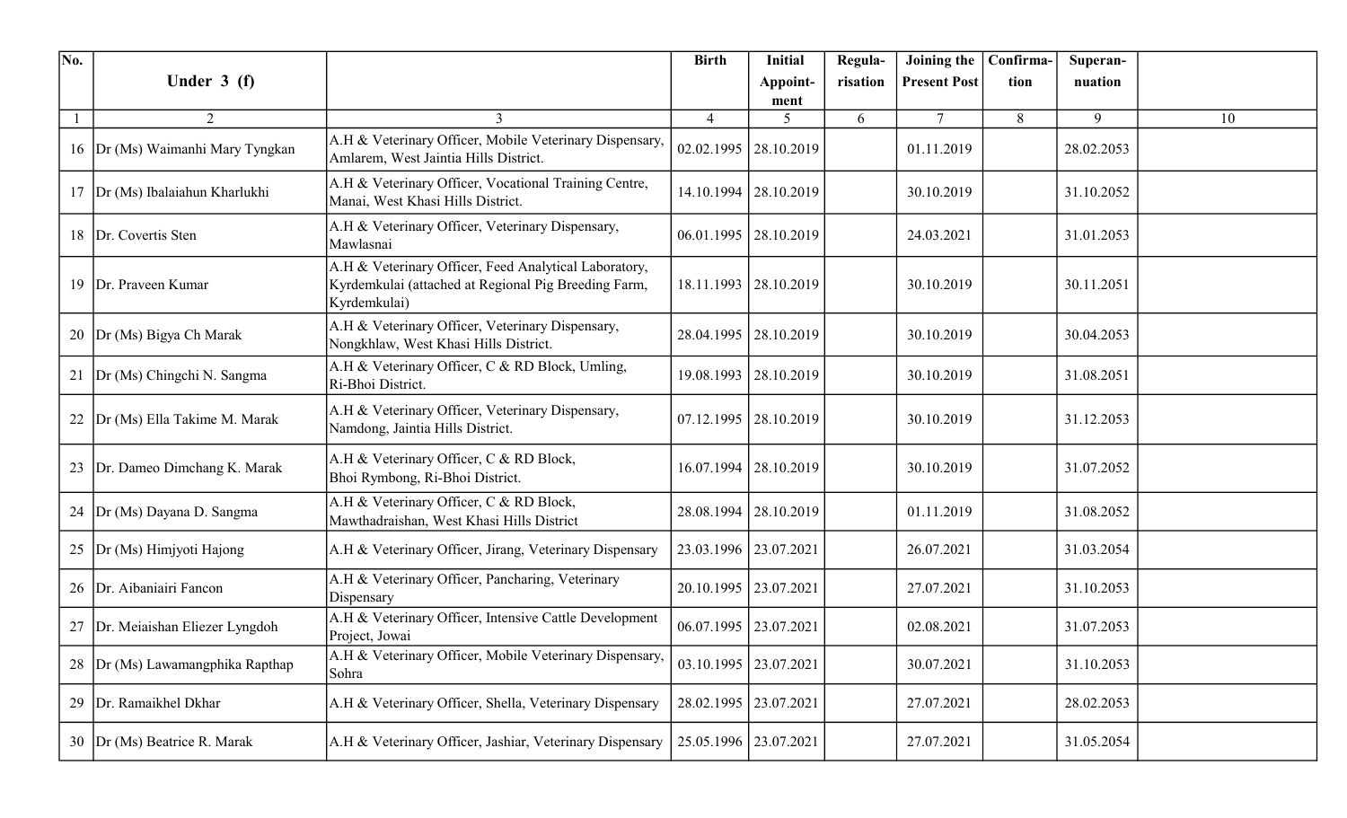| No. | Under 3 (f) | | Birth | Initial Appoint-ment | Regula-risation | Joining the Present Post | Confirma-tion | Superan-nuation | |
|---|---|---|---|---|---|---|---|---|---|
| 1 | 2 | 3 | 4 | 5 | 6 | 7 | 8 | 9 | 10 |
| 16 | Dr (Ms) Waimanhi Mary Tyngkan | A.H & Veterinary Officer, Mobile Veterinary Dispensary, Amlarem, West Jaintia Hills District. | 02.02.1995 | 28.10.2019 | | 01.11.2019 | | 28.02.2053 | |
| 17 | Dr (Ms) Ibalaiahun Kharlukhi | A.H & Veterinary Officer, Vocational Training Centre, Manai, West Khasi Hills District. | 14.10.1994 | 28.10.2019 | | 30.10.2019 | | 31.10.2052 | |
| 18 | Dr. Covertis Sten | A.H & Veterinary Officer, Veterinary Dispensary, Mawlasnai | 06.01.1995 | 28.10.2019 | | 24.03.2021 | | 31.01.2053 | |
| 19 | Dr. Praveen Kumar | A.H & Veterinary Officer, Feed Analytical Laboratory, Kyrdemkulai (attached at Regional Pig Breeding Farm, Kyrdemkulai) | 18.11.1993 | 28.10.2019 | | 30.10.2019 | | 30.11.2051 | |
| 20 | Dr (Ms) Bigya Ch Marak | A.H & Veterinary Officer, Veterinary Dispensary, Nongkhlaw, West Khasi Hills District. | 28.04.1995 | 28.10.2019 | | 30.10.2019 | | 30.04.2053 | |
| 21 | Dr (Ms) Chingchi N. Sangma | A.H & Veterinary Officer, C & RD Block, Umling, Ri-Bhoi District. | 19.08.1993 | 28.10.2019 | | 30.10.2019 | | 31.08.2051 | |
| 22 | Dr (Ms) Ella Takime M. Marak | A.H & Veterinary Officer, Veterinary Dispensary, Namdong, Jaintia Hills District. | 07.12.1995 | 28.10.2019 | | 30.10.2019 | | 31.12.2053 | |
| 23 | Dr. Dameo Dimchang K. Marak | A.H & Veterinary Officer, C & RD Block, Bhoi Rymbong, Ri-Bhoi District. | 16.07.1994 | 28.10.2019 | | 30.10.2019 | | 31.07.2052 | |
| 24 | Dr (Ms) Dayana D. Sangma | A.H & Veterinary Officer, C & RD Block, Mawthadraishan, West Khasi Hills District | 28.08.1994 | 28.10.2019 | | 01.11.2019 | | 31.08.2052 | |
| 25 | Dr (Ms) Himjyoti Hajong | A.H & Veterinary Officer, Jirang, Veterinary Dispensary | 23.03.1996 | 23.07.2021 | | 26.07.2021 | | 31.03.2054 | |
| 26 | Dr. Aibaniairi Fancon | A.H & Veterinary Officer, Pancharing, Veterinary Dispensary | 20.10.1995 | 23.07.2021 | | 27.07.2021 | | 31.10.2053 | |
| 27 | Dr. Meiaishan Eliezer Lyngdoh | A.H & Veterinary Officer, Intensive Cattle Development Project, Jowai | 06.07.1995 | 23.07.2021 | | 02.08.2021 | | 31.07.2053 | |
| 28 | Dr (Ms) Lawamangphika Rapthap | A.H & Veterinary Officer, Mobile Veterinary Dispensary, Sohra | 03.10.1995 | 23.07.2021 | | 30.07.2021 | | 31.10.2053 | |
| 29 | Dr. Ramaikhel Dkhar | A.H & Veterinary Officer, Shella, Veterinary Dispensary | 28.02.1995 | 23.07.2021 | | 27.07.2021 | | 28.02.2053 | |
| 30 | Dr (Ms) Beatrice R. Marak | A.H & Veterinary Officer, Jashiar, Veterinary Dispensary | 25.05.1996 | 23.07.2021 | | 27.07.2021 | | 31.05.2054 | |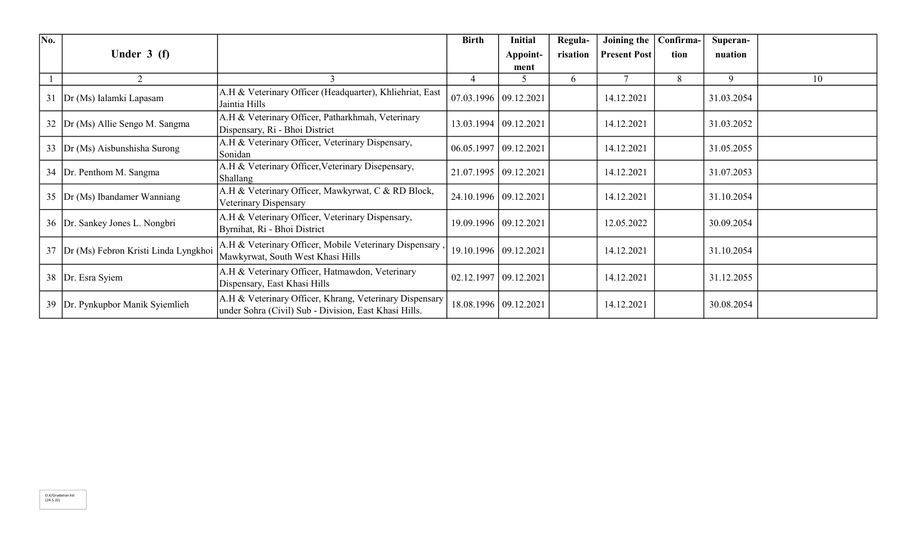| No. | Under 3 (f) | | Birth | Initial Appoint-ment | Regula-risation | Joining the Present Post | Confirma-tion | Superan-nuation | |
|---|---|---|---|---|---|---|---|---|---|
| 1 | 2 | 3 | 4 | 5 | 6 | 7 | 8 | 9 | 10 |
| 31 | Dr (Ms) Ialamki Lapasam | A.H & Veterinary Officer (Headquarter), Khliehriat, East Jaintia Hills | 07.03.1996 | 09.12.2021 | | 14.12.2021 | | 31.03.2054 | |
| 32 | Dr (Ms) Allie Sengo M. Sangma | A.H & Veterinary Officer, Patharkhmah, Veterinary Dispensary, Ri - Bhoi District | 13.03.1994 | 09.12.2021 | | 14.12.2021 | | 31.03.2052 | |
| 33 | Dr (Ms) Aisbunshisha Surong | A.H & Veterinary Officer, Veterinary Dispensary, Sonidan | 06.05.1997 | 09.12.2021 | | 14.12.2021 | | 31.05.2055 | |
| 34 | Dr. Penthom M. Sangma | A.H & Veterinary Officer,Veterinary Disepensary, Shallang | 21.07.1995 | 09.12.2021 | | 14.12.2021 | | 31.07.2053 | |
| 35 | Dr (Ms) Ibandamer Wanniang | A.H & Veterinary Officer, Mawkyrwat, C & RD Block, Veterinary Dispensary | 24.10.1996 | 09.12.2021 | | 14.12.2021 | | 31.10.2054 | |
| 36 | Dr. Sankey Jones L. Nongbri | A.H & Veterinary Officer, Veterinary Dispensary, Byrnihat, Ri - Bhoi District | 19.09.1996 | 09.12.2021 | | 12.05.2022 | | 30.09.2054 | |
| 37 | Dr (Ms) Febron Kristi Linda Lyngkhoi | A.H & Veterinary Officer, Mobile Veterinary Dispensary , Mawkyrwat, South West Khasi Hills | 19.10.1996 | 09.12.2021 | | 14.12.2021 | | 31.10.2054 | |
| 38 | Dr. Esra Syiem | A.H & Veterinary Officer, Hatmawdon, Veterinary Dispensary, East Khasi Hills | 02.12.1997 | 09.12.2021 | | 14.12.2021 | | 31.12.2055 | |
| 39 | Dr. Pynkupbor Manik Syiemlieh | A.H & Veterinary Officer, Khrang, Veterinary Dispensary under Sohra (Civil) Sub - Division, East Khasi Hills. | 18.08.1996 | 09.12.2021 | | 14.12.2021 | | 30.08.2054 | |

D.K/Gradation list (24.5.22)